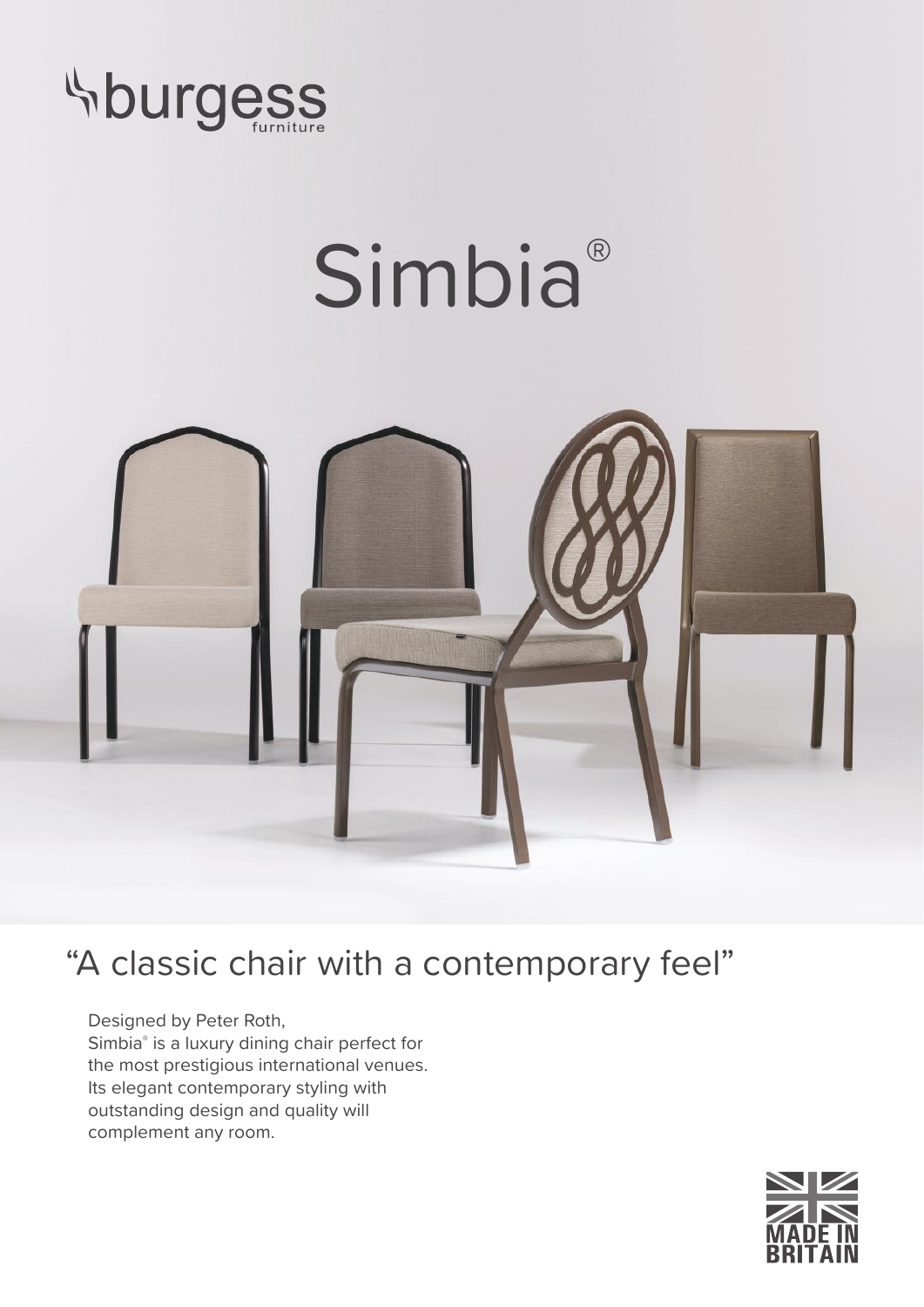burgess furniture

# Simbia®

## "A classic chair with a contemporary feel"

Designed by Peter Roth,
Simbia® is a luxury dining chair perfect for the most prestigious international venues. Its elegant contemporary styling with outstanding design and quality will complement any room.

MADE IN BRITAIN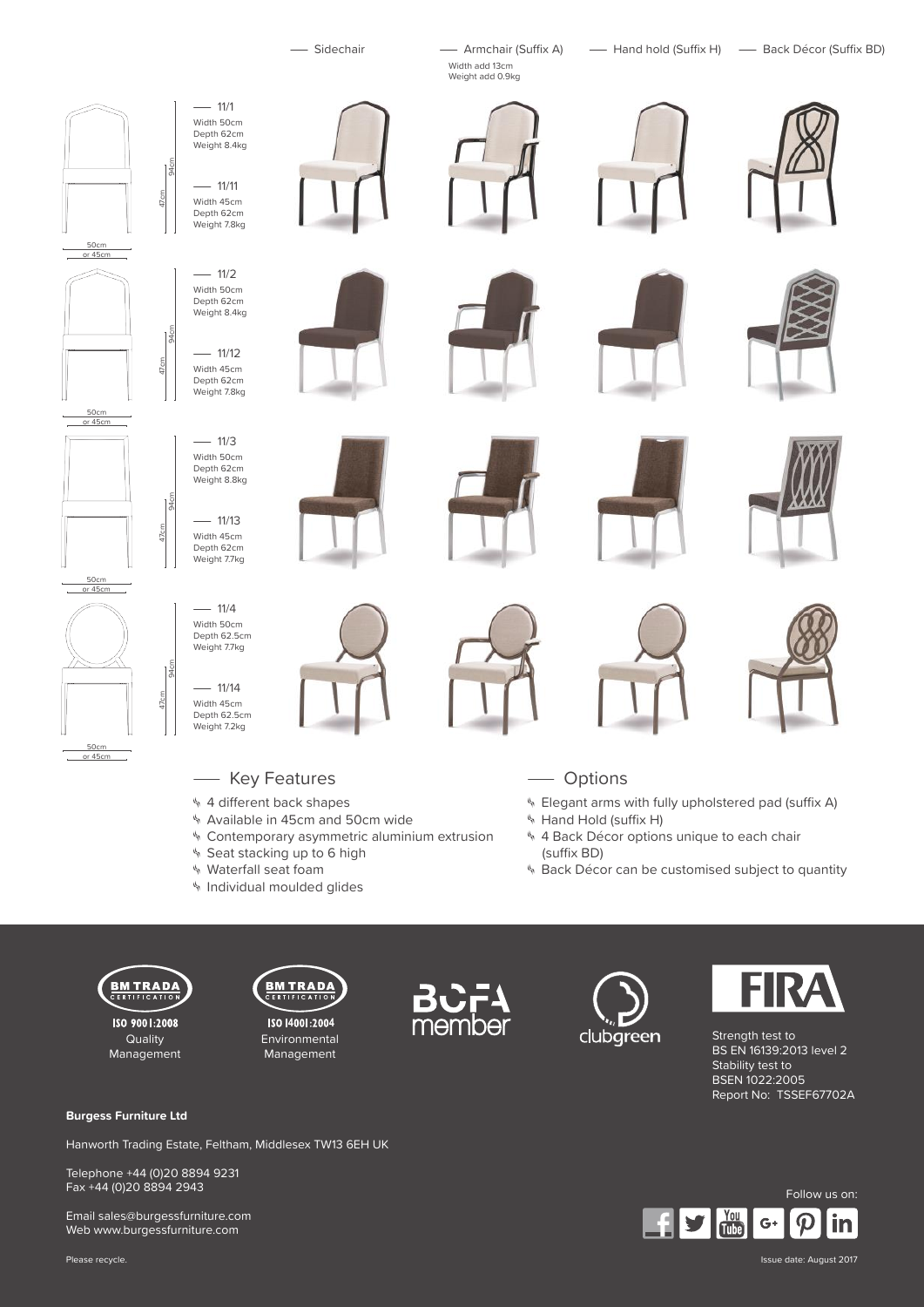Sidechair — Armchair (Suffix A) — Hand hold (Suffix H) — Back Décor (Suffix BD)

Width add 13cm
Weight add 0.9kg

94cm
47cm
50cm or 45cm

**11/1**
Width 50cm
Depth 62cm
Weight 8.4kg

**11/11**
Width 45cm
Depth 62cm
Weight 7.8kg

**11/2**
Width 50cm
Depth 62cm
Weight 8.4kg

**11/12**
Width 45cm
Depth 62cm
Weight 7.8kg

**11/3**
Width 50cm
Depth 62cm
Weight 8.8kg

**11/13**
Width 45cm
Depth 62cm
Weight 7.7kg

**11/4**
Width 50cm
Depth 62.5cm
Weight 7.7kg

**11/14**
Width 45cm
Depth 62.5cm
Weight 7.2kg

## Key Features

- 4 different back shapes
- Available in 45cm and 50cm wide
- Contemporary asymmetric aluminium extrusion
- Seat stacking up to 6 high
- Waterfall seat foam
- Individual moulded glides

## Options

- Elegant arms with fully upholstered pad (suffix A)
- Hand Hold (suffix H)
- 4 Back Décor options unique to each chair (suffix BD)
- Back Décor can be customised subject to quantity

BM TRADA Certification ISO 9001:2008 Quality Management

BM TRADA Certification ISO 14001:2004 Environmental Management

BCFA member

clubgreen

FIRA

Strength test to BS EN 16139:2013 level 2
Stability test to BSEN 1022:2005
Report No: TSSEF67702A

**Burgess Furniture Ltd**

Hanworth Trading Estate, Feltham, Middlesex TW13 6EH UK

Telephone +44 (0)20 8894 9231
Fax +44 (0)20 8894 2943

Email sales@burgessfurniture.com
Web www.burgessfurniture.com

Follow us on:

Please recycle.

Issue date: August 2017